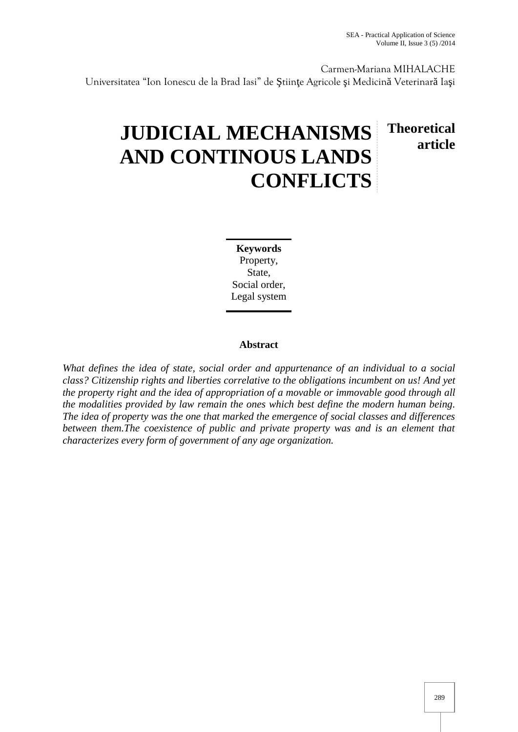Carmen-Mariana MIHALACHE
Universitatea "Ion Ionescu de la Brad Iasi" de Ştiinţe Agricole şi Medicină Veterinară Iaşi

# JUDICIAL MECHANISMS AND CONTINOUS LANDS CONFLICTS

**Theoretical article**

**Keywords**
Property,
State,
Social order,
Legal system

**Abstract**

*What defines the idea of state, social order and appurtenance of an individual to a social class? Citizenship rights and liberties correlative to the obligations incumbent on us! And yet the property right and the idea of appropriation of a movable or immovable good through all the modalities provided by law remain the ones which best define the modern human being. The idea of property was the one that marked the emergence of social classes and differences between them.The coexistence of public and private property was and is an element that characterizes every form of government of any age organization.*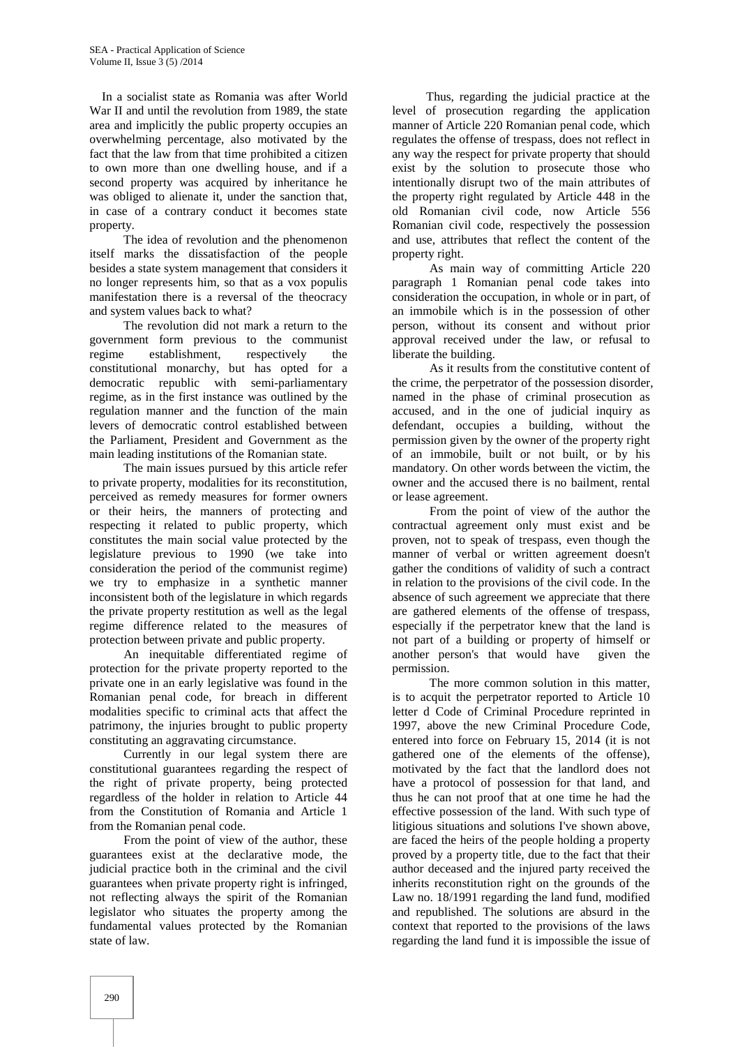In a socialist state as Romania was after World War II and until the revolution from 1989, the state area and implicitly the public property occupies an overwhelming percentage, also motivated by the fact that the law from that time prohibited a citizen to own more than one dwelling house, and if a second property was acquired by inheritance he was obliged to alienate it, under the sanction that, in case of a contrary conduct it becomes state property.

The idea of revolution and the phenomenon itself marks the dissatisfaction of the people besides a state system management that considers it no longer represents him, so that as a vox populis manifestation there is a reversal of the theocracy and system values back to what?

The revolution did not mark a return to the government form previous to the communist regime establishment, respectively the constitutional monarchy, but has opted for a democratic republic with semi-parliamentary regime, as in the first instance was outlined by the regulation manner and the function of the main levers of democratic control established between the Parliament, President and Government as the main leading institutions of the Romanian state.

The main issues pursued by this article refer to private property, modalities for its reconstitution, perceived as remedy measures for former owners or their heirs, the manners of protecting and respecting it related to public property, which constitutes the main social value protected by the legislature previous to 1990 (we take into consideration the period of the communist regime) we try to emphasize in a synthetic manner inconsistent both of the legislature in which regards the private property restitution as well as the legal regime difference related to the measures of protection between private and public property.

An inequitable differentiated regime of protection for the private property reported to the private one in an early legislative was found in the Romanian penal code, for breach in different modalities specific to criminal acts that affect the patrimony, the injuries brought to public property constituting an aggravating circumstance.

Currently in our legal system there are constitutional guarantees regarding the respect of the right of private property, being protected regardless of the holder in relation to Article 44 from the Constitution of Romania and Article 1 from the Romanian penal code.

From the point of view of the author, these guarantees exist at the declarative mode, the judicial practice both in the criminal and the civil guarantees when private property right is infringed, not reflecting always the spirit of the Romanian legislator who situates the property among the fundamental values protected by the Romanian state of law.

Thus, regarding the judicial practice at the level of prosecution regarding the application manner of Article 220 Romanian penal code, which regulates the offense of trespass, does not reflect in any way the respect for private property that should exist by the solution to prosecute those who intentionally disrupt two of the main attributes of the property right regulated by Article 448 in the old Romanian civil code, now Article 556 Romanian civil code, respectively the possession and use, attributes that reflect the content of the property right.

As main way of committing Article 220 paragraph 1 Romanian penal code takes into consideration the occupation, in whole or in part, of an immobile which is in the possession of other person, without its consent and without prior approval received under the law, or refusal to liberate the building.

As it results from the constitutive content of the crime, the perpetrator of the possession disorder, named in the phase of criminal prosecution as accused, and in the one of judicial inquiry as defendant, occupies a building, without the permission given by the owner of the property right of an immobile, built or not built, or by his mandatory. On other words between the victim, the owner and the accused there is no bailment, rental or lease agreement.

From the point of view of the author the contractual agreement only must exist and be proven, not to speak of trespass, even though the manner of verbal or written agreement doesn't gather the conditions of validity of such a contract in relation to the provisions of the civil code. In the absence of such agreement we appreciate that there are gathered elements of the offense of trespass, especially if the perpetrator knew that the land is not part of a building or property of himself or another person's that would have given the permission.

The more common solution in this matter, is to acquit the perpetrator reported to Article 10 letter d Code of Criminal Procedure reprinted in 1997, above the new Criminal Procedure Code, entered into force on February 15, 2014 (it is not gathered one of the elements of the offense), motivated by the fact that the landlord does not have a protocol of possession for that land, and thus he can not proof that at one time he had the effective possession of the land. With such type of litigious situations and solutions I've shown above, are faced the heirs of the people holding a property proved by a property title, due to the fact that their author deceased and the injured party received the inherits reconstitution right on the grounds of the Law no. 18/1991 regarding the land fund, modified and republished. The solutions are absurd in the context that reported to the provisions of the laws regarding the land fund it is impossible the issue of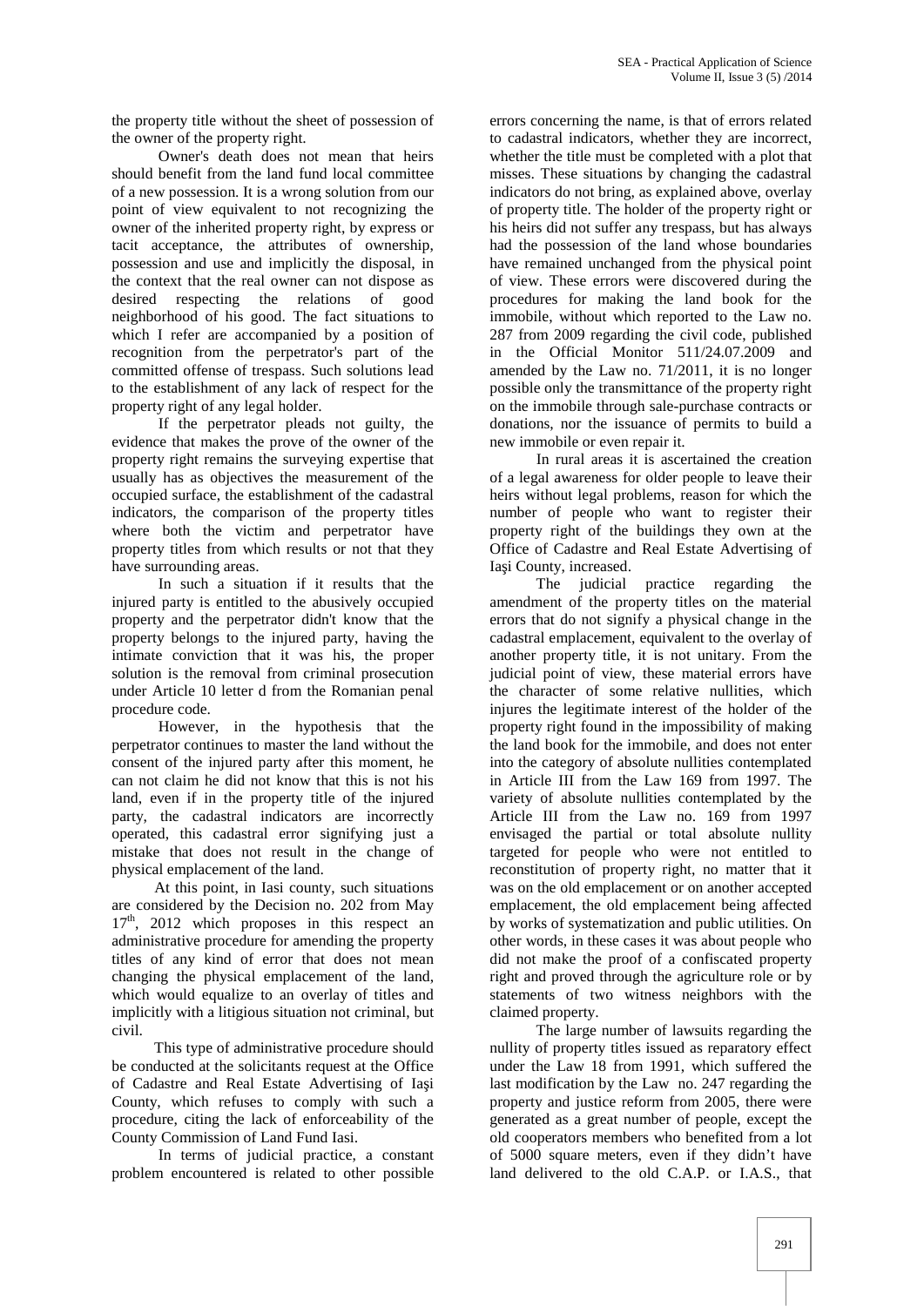the property title without the sheet of possession of the owner of the property right.

Owner's death does not mean that heirs should benefit from the land fund local committee of a new possession. It is a wrong solution from our point of view equivalent to not recognizing the owner of the inherited property right, by express or tacit acceptance, the attributes of ownership, possession and use and implicitly the disposal, in the context that the real owner can not dispose as desired respecting the relations of good neighborhood of his good. The fact situations to which I refer are accompanied by a position of recognition from the perpetrator's part of the committed offense of trespass. Such solutions lead to the establishment of any lack of respect for the property right of any legal holder.

If the perpetrator pleads not guilty, the evidence that makes the prove of the owner of the property right remains the surveying expertise that usually has as objectives the measurement of the occupied surface, the establishment of the cadastral indicators, the comparison of the property titles where both the victim and perpetrator have property titles from which results or not that they have surrounding areas.

In such a situation if it results that the injured party is entitled to the abusively occupied property and the perpetrator didn't know that the property belongs to the injured party, having the intimate conviction that it was his, the proper solution is the removal from criminal prosecution under Article 10 letter d from the Romanian penal procedure code.

However, in the hypothesis that the perpetrator continues to master the land without the consent of the injured party after this moment, he can not claim he did not know that this is not his land, even if in the property title of the injured party, the cadastral indicators are incorrectly operated, this cadastral error signifying just a mistake that does not result in the change of physical emplacement of the land.

At this point, in Iasi county, such situations are considered by the Decision no. 202 from May 17[th], 2012 which proposes in this respect an administrative procedure for amending the property titles of any kind of error that does not mean changing the physical emplacement of the land, which would equalize to an overlay of titles and implicitly with a litigious situation not criminal, but civil.

This type of administrative procedure should be conducted at the solicitants request at the Office of Cadastre and Real Estate Advertising of Iaşi County, which refuses to comply with such a procedure, citing the lack of enforceability of the County Commission of Land Fund Iasi.

In terms of judicial practice, a constant problem encountered is related to other possible errors concerning the name, is that of errors related to cadastral indicators, whether they are incorrect, whether the title must be completed with a plot that misses. These situations by changing the cadastral indicators do not bring, as explained above, overlay of property title. The holder of the property right or his heirs did not suffer any trespass, but has always had the possession of the land whose boundaries have remained unchanged from the physical point of view. These errors were discovered during the procedures for making the land book for the immobile, without which reported to the Law no. 287 from 2009 regarding the civil code, published in the Official Monitor 511/24.07.2009 and amended by the Law no. 71/2011, it is no longer possible only the transmittance of the property right on the immobile through sale-purchase contracts or donations, nor the issuance of permits to build a new immobile or even repair it.

In rural areas it is ascertained the creation of a legal awareness for older people to leave their heirs without legal problems, reason for which the number of people who want to register their property right of the buildings they own at the Office of Cadastre and Real Estate Advertising of Iaşi County, increased.

The judicial practice regarding the amendment of the property titles on the material errors that do not signify a physical change in the cadastral emplacement, equivalent to the overlay of another property title, it is not unitary. From the judicial point of view, these material errors have the character of some relative nullities, which injures the legitimate interest of the holder of the property right found in the impossibility of making the land book for the immobile, and does not enter into the category of absolute nullities contemplated in Article III from the Law 169 from 1997. The variety of absolute nullities contemplated by the Article III from the Law no. 169 from 1997 envisaged the partial or total absolute nullity targeted for people who were not entitled to reconstitution of property right, no matter that it was on the old emplacement or on another accepted emplacement, the old emplacement being affected by works of systematization and public utilities. On other words, in these cases it was about people who did not make the proof of a confiscated property right and proved through the agriculture role or by statements of two witness neighbors with the claimed property.

The large number of lawsuits regarding the nullity of property titles issued as reparatory effect under the Law 18 from 1991, which suffered the last modification by the Law no. 247 regarding the property and justice reform from 2005, there were generated as a great number of people, except the old cooperators members who benefited from a lot of 5000 square meters, even if they didn't have land delivered to the old C.A.P. or I.A.S., that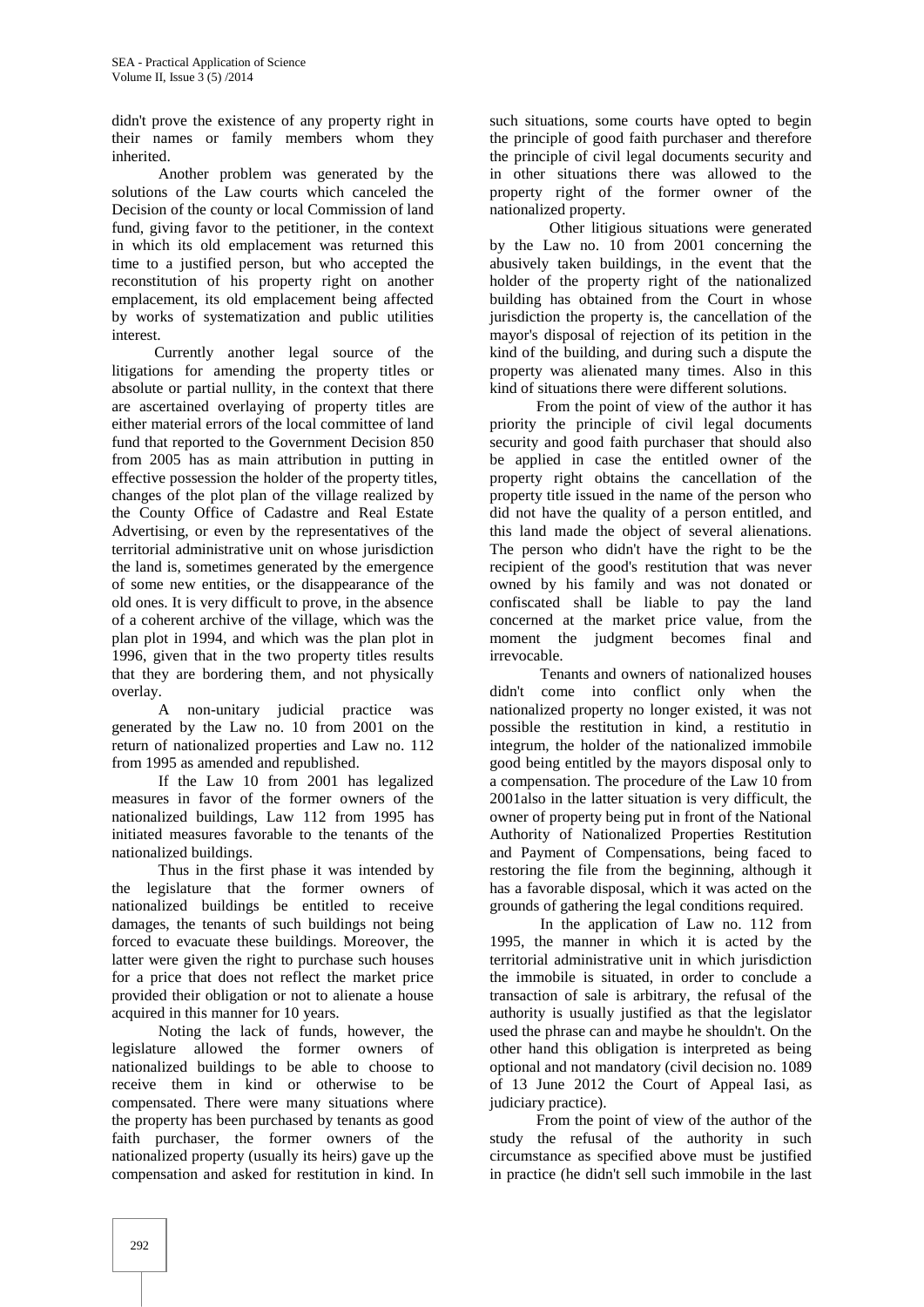didn't prove the existence of any property right in their names or family members whom they inherited.

Another problem was generated by the solutions of the Law courts which canceled the Decision of the county or local Commission of land fund, giving favor to the petitioner, in the context in which its old emplacement was returned this time to a justified person, but who accepted the reconstitution of his property right on another emplacement, its old emplacement being affected by works of systematization and public utilities interest.

Currently another legal source of the litigations for amending the property titles or absolute or partial nullity, in the context that there are ascertained overlaying of property titles are either material errors of the local committee of land fund that reported to the Government Decision 850 from 2005 has as main attribution in putting in effective possession the holder of the property titles, changes of the plot plan of the village realized by the County Office of Cadastre and Real Estate Advertising, or even by the representatives of the territorial administrative unit on whose jurisdiction the land is, sometimes generated by the emergence of some new entities, or the disappearance of the old ones. It is very difficult to prove, in the absence of a coherent archive of the village, which was the plan plot in 1994, and which was the plan plot in 1996, given that in the two property titles results that they are bordering them, and not physically overlay.

A non-unitary judicial practice was generated by the Law no. 10 from 2001 on the return of nationalized properties and Law no. 112 from 1995 as amended and republished.

If the Law 10 from 2001 has legalized measures in favor of the former owners of the nationalized buildings, Law 112 from 1995 has initiated measures favorable to the tenants of the nationalized buildings.

Thus in the first phase it was intended by the legislature that the former owners of nationalized buildings be entitled to receive damages, the tenants of such buildings not being forced to evacuate these buildings. Moreover, the latter were given the right to purchase such houses for a price that does not reflect the market price provided their obligation or not to alienate a house acquired in this manner for 10 years.

Noting the lack of funds, however, the legislature allowed the former owners of nationalized buildings to be able to choose to receive them in kind or otherwise to be compensated. There were many situations where the property has been purchased by tenants as good faith purchaser, the former owners of the nationalized property (usually its heirs) gave up the compensation and asked for restitution in kind. In such situations, some courts have opted to begin the principle of good faith purchaser and therefore the principle of civil legal documents security and in other situations there was allowed to the property right of the former owner of the nationalized property.

Other litigious situations were generated by the Law no. 10 from 2001 concerning the abusively taken buildings, in the event that the holder of the property right of the nationalized building has obtained from the Court in whose jurisdiction the property is, the cancellation of the mayor's disposal of rejection of its petition in the kind of the building, and during such a dispute the property was alienated many times. Also in this kind of situations there were different solutions.

From the point of view of the author it has priority the principle of civil legal documents security and good faith purchaser that should also be applied in case the entitled owner of the property right obtains the cancellation of the property title issued in the name of the person who did not have the quality of a person entitled, and this land made the object of several alienations. The person who didn't have the right to be the recipient of the good's restitution that was never owned by his family and was not donated or confiscated shall be liable to pay the land concerned at the market price value, from the moment the judgment becomes final and irrevocable.

Tenants and owners of nationalized houses didn't come into conflict only when the nationalized property no longer existed, it was not possible the restitution in kind, a restitutio in integrum, the holder of the nationalized immobile good being entitled by the mayors disposal only to a compensation. The procedure of the Law 10 from 2001also in the latter situation is very difficult, the owner of property being put in front of the National Authority of Nationalized Properties Restitution and Payment of Compensations, being faced to restoring the file from the beginning, although it has a favorable disposal, which it was acted on the grounds of gathering the legal conditions required.

In the application of Law no. 112 from 1995, the manner in which it is acted by the territorial administrative unit in which jurisdiction the immobile is situated, in order to conclude a transaction of sale is arbitrary, the refusal of the authority is usually justified as that the legislator used the phrase can and maybe he shouldn't. On the other hand this obligation is interpreted as being optional and not mandatory (civil decision no. 1089 of 13 June 2012 the Court of Appeal Iasi, as judiciary practice).

From the point of view of the author of the study the refusal of the authority in such circumstance as specified above must be justified in practice (he didn't sell such immobile in the last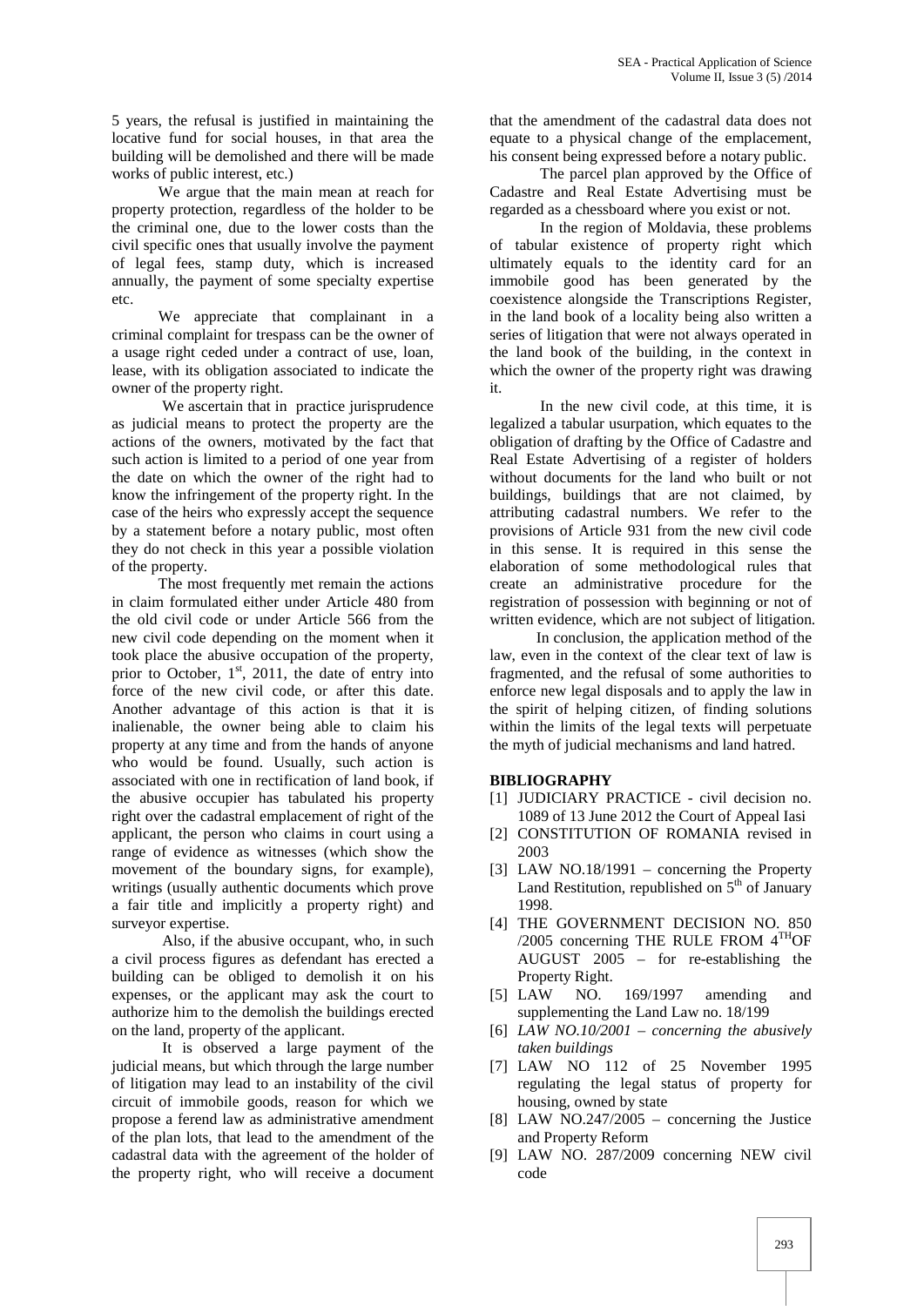5 years, the refusal is justified in maintaining the locative fund for social houses, in that area the building will be demolished and there will be made works of public interest, etc.)

We argue that the main mean at reach for property protection, regardless of the holder to be the criminal one, due to the lower costs than the civil specific ones that usually involve the payment of legal fees, stamp duty, which is increased annually, the payment of some specialty expertise etc.

We appreciate that complainant in a criminal complaint for trespass can be the owner of a usage right ceded under a contract of use, loan, lease, with its obligation associated to indicate the owner of the property right.

We ascertain that in practice jurisprudence as judicial means to protect the property are the actions of the owners, motivated by the fact that such action is limited to a period of one year from the date on which the owner of the right had to know the infringement of the property right. In the case of the heirs who expressly accept the sequence by a statement before a notary public, most often they do not check in this year a possible violation of the property.

The most frequently met remain the actions in claim formulated either under Article 480 from the old civil code or under Article 566 from the new civil code depending on the moment when it took place the abusive occupation of the property, prior to October, 1[st], 2011, the date of entry into force of the new civil code, or after this date. Another advantage of this action is that it is inalienable, the owner being able to claim his property at any time and from the hands of anyone who would be found. Usually, such action is associated with one in rectification of land book, if the abusive occupier has tabulated his property right over the cadastral emplacement of right of the applicant, the person who claims in court using a range of evidence as witnesses (which show the movement of the boundary signs, for example), writings (usually authentic documents which prove a fair title and implicitly a property right) and surveyor expertise.

Also, if the abusive occupant, who, in such a civil process figures as defendant has erected a building can be obliged to demolish it on his expenses, or the applicant may ask the court to authorize him to the demolish the buildings erected on the land, property of the applicant.

It is observed a large payment of the judicial means, but which through the large number of litigation may lead to an instability of the civil circuit of immobile goods, reason for which we propose a ferend law as administrative amendment of the plan lots, that lead to the amendment of the cadastral data with the agreement of the holder of the property right, who will receive a document that the amendment of the cadastral data does not equate to a physical change of the emplacement, his consent being expressed before a notary public.

The parcel plan approved by the Office of Cadastre and Real Estate Advertising must be regarded as a chessboard where you exist or not.

In the region of Moldavia, these problems of tabular existence of property right which ultimately equals to the identity card for an immobile good has been generated by the coexistence alongside the Transcriptions Register, in the land book of a locality being also written a series of litigation that were not always operated in the land book of the building, in the context in which the owner of the property right was drawing it.

In the new civil code, at this time, it is legalized a tabular usurpation, which equates to the obligation of drafting by the Office of Cadastre and Real Estate Advertising of a register of holders without documents for the land who built or not buildings, buildings that are not claimed, by attributing cadastral numbers. We refer to the provisions of Article 931 from the new civil code in this sense. It is required in this sense the elaboration of some methodological rules that create an administrative procedure for the registration of possession with beginning or not of written evidence, which are not subject of litigation.

In conclusion, the application method of the law, even in the context of the clear text of law is fragmented, and the refusal of some authorities to enforce new legal disposals and to apply the law in the spirit of helping citizen, of finding solutions within the limits of the legal texts will perpetuate the myth of judicial mechanisms and land hatred.

**BIBLIOGRAPHY**

[1] JUDICIARY PRACTICE - civil decision no. 1089 of 13 June 2012 the Court of Appeal Iasi

[2] CONSTITUTION OF ROMANIA revised in 2003

[3] LAW NO.18/1991 – concerning the Property Land Restitution, republished on 5[th] of January 1998.

[4] THE GOVERNMENT DECISION NO. 850 /2005 concerning THE RULE FROM 4[TH]OF AUGUST 2005 – for re-establishing the Property Right.

[5] LAW NO. 169/1997 amending and supplementing the Land Law no. 18/199

[6] *LAW NO.10/2001 – concerning the abusively taken buildings*

[7] LAW NO 112 of 25 November 1995 regulating the legal status of property for housing, owned by state

[8] LAW NO.247/2005 – concerning the Justice and Property Reform

[9] LAW NO. 287/2009 concerning NEW civil code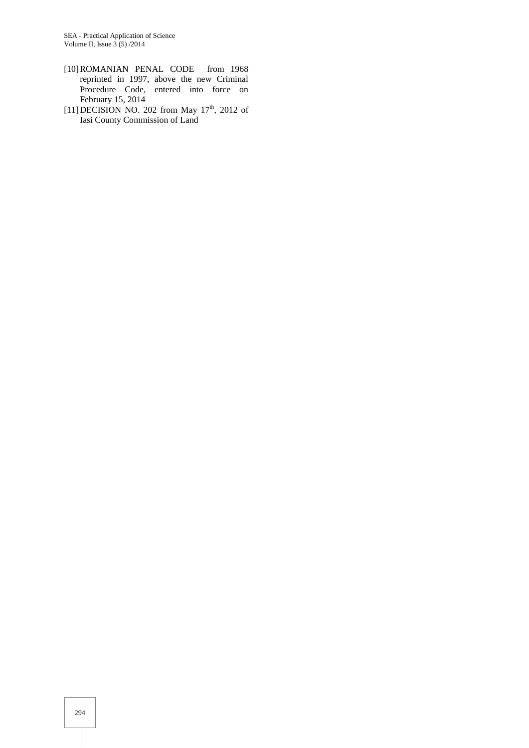[10] ROMANIAN PENAL CODE from 1968 reprinted in 1997, above the new Criminal Procedure Code, entered into force on February 15, 2014

[11] DECISION NO. 202 from May 17th, 2012 of Iasi County Commission of Land